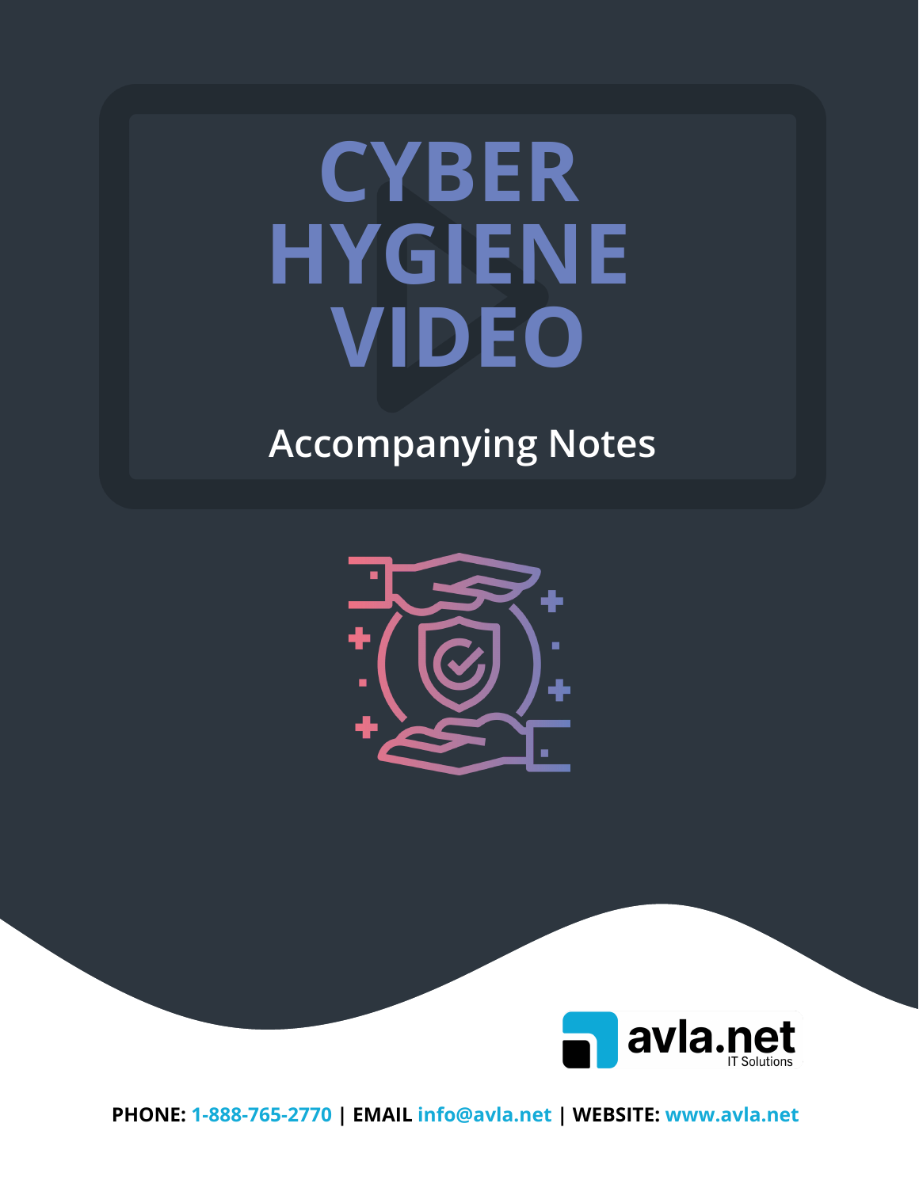# CYBER HYGIENE VIDEO

## Accompanying Notes

avla.net
IT Solutions

**PHONE:** 1-888-765-2770 | **EMAIL** info@avla.net | **WEBSITE:** www.avla.net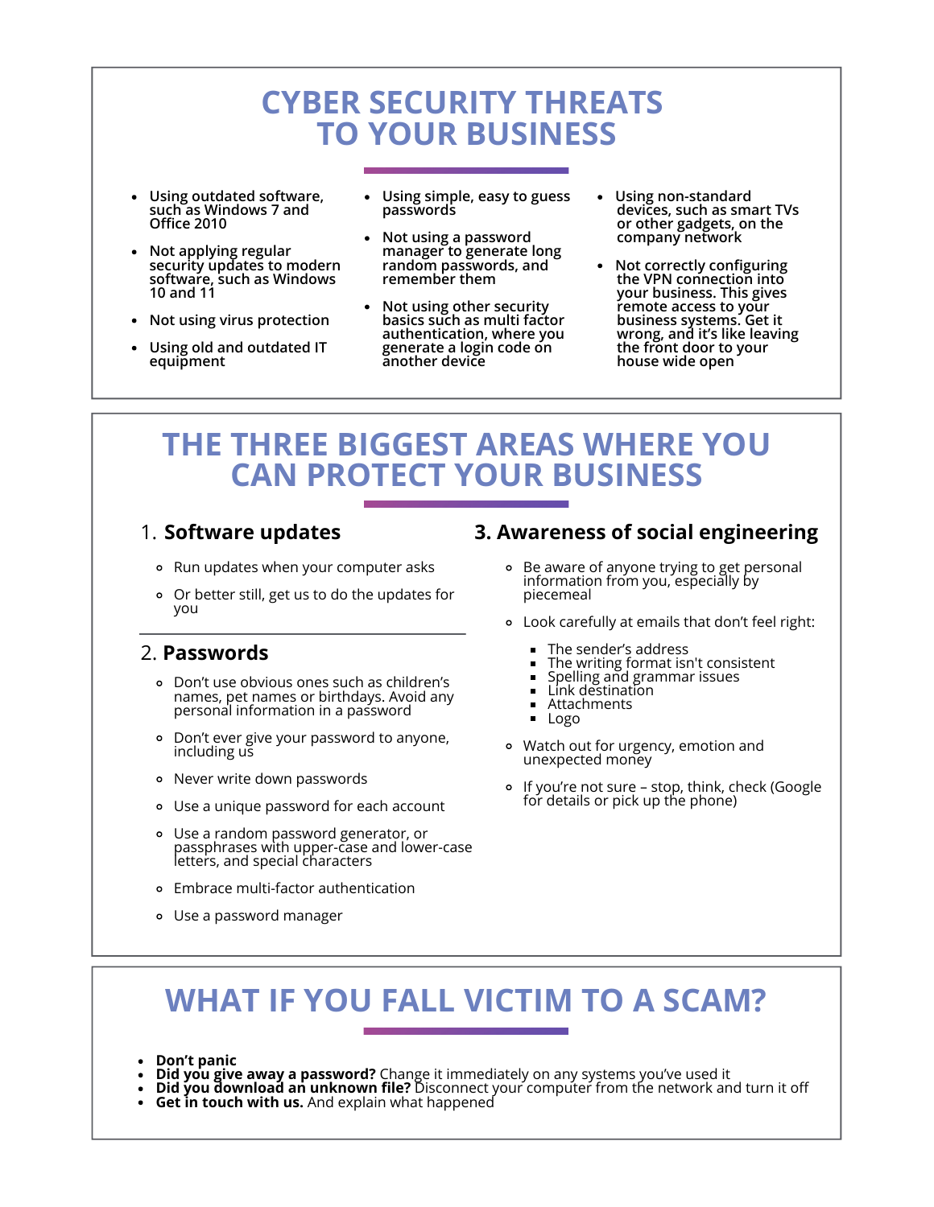# CYBER SECURITY THREATS TO YOUR BUSINESS

- Using outdated software, such as Windows 7 and Office 2010
- Not applying regular security updates to modern software, such as Windows 10 and 11
- Not using virus protection
- Using old and outdated IT equipment
- Using simple, easy to guess passwords
- Not using a password manager to generate long random passwords, and remember them
- Not using other security basics such as multi factor authentication, where you generate a login code on another device
- Using non-standard devices, such as smart TVs or other gadgets, on the company network
- Not correctly configuring the VPN connection into your business. This gives remote access to your business systems. Get it wrong, and it's like leaving the front door to your house wide open

# THE THREE BIGGEST AREAS WHERE YOU CAN PROTECT YOUR BUSINESS

## 1. Software updates

- Run updates when your computer asks
- Or better still, get us to do the updates for you

## 2. Passwords

- Don't use obvious ones such as children's names, pet names or birthdays. Avoid any personal information in a password
- Don't ever give your password to anyone, including us
- Never write down passwords
- Use a unique password for each account
- Use a random password generator, or passphrases with upper-case and lower-case letters, and special characters
- Embrace multi-factor authentication
- Use a password manager

## 3. Awareness of social engineering

- Be aware of anyone trying to get personal information from you, especially by piecemeal
- Look carefully at emails that don't feel right:
  - The sender's address
  - The writing format isn't consistent
  - Spelling and grammar issues
  - Link destination
  - Attachments
  - Logo
- Watch out for urgency, emotion and unexpected money
- If you're not sure – stop, think, check (Google for details or pick up the phone)

# WHAT IF YOU FALL VICTIM TO A SCAM?

- **Don't panic**
- **Did you give away a password?** Change it immediately on any systems you've used it
- **Did you download an unknown file?** Disconnect your computer from the network and turn it off
- **Get in touch with us.** And explain what happened